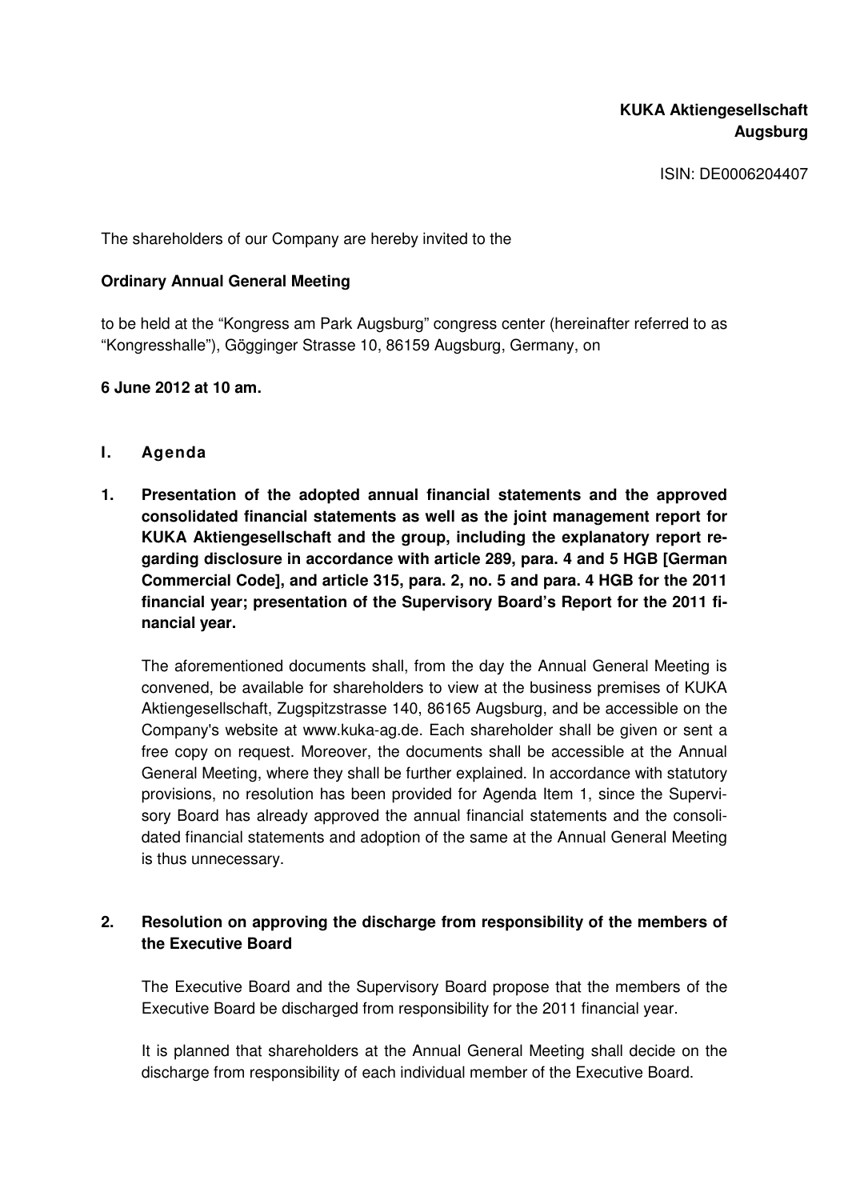**KUKA Aktiengesellschaft**
**Augsburg**

ISIN: DE0006204407

The shareholders of our Company are hereby invited to the

**Ordinary Annual General Meeting**

to be held at the "Kongress am Park Augsburg" congress center (hereinafter referred to as "Kongresshalle"), Gögginger Strasse 10, 86159 Augsburg, Germany, on

**6 June 2012 at 10 am.**

## I. Agenda

### 1. Presentation of the adopted annual financial statements and the approved consolidated financial statements as well as the joint management report for KUKA Aktiengesellschaft and the group, including the explanatory report regarding disclosure in accordance with article 289, para. 4 and 5 HGB [German Commercial Code], and article 315, para. 2, no. 5 and para. 4 HGB for the 2011 financial year; presentation of the Supervisory Board's Report for the 2011 financial year.

The aforementioned documents shall, from the day the Annual General Meeting is convened, be available for shareholders to view at the business premises of KUKA Aktiengesellschaft, Zugspitzstrasse 140, 86165 Augsburg, and be accessible on the Company's website at www.kuka-ag.de. Each shareholder shall be given or sent a free copy on request. Moreover, the documents shall be accessible at the Annual General Meeting, where they shall be further explained. In accordance with statutory provisions, no resolution has been provided for Agenda Item 1, since the Supervisory Board has already approved the annual financial statements and the consolidated financial statements and adoption of the same at the Annual General Meeting is thus unnecessary.

### 2. Resolution on approving the discharge from responsibility of the members of the Executive Board

The Executive Board and the Supervisory Board propose that the members of the Executive Board be discharged from responsibility for the 2011 financial year.

It is planned that shareholders at the Annual General Meeting shall decide on the discharge from responsibility of each individual member of the Executive Board.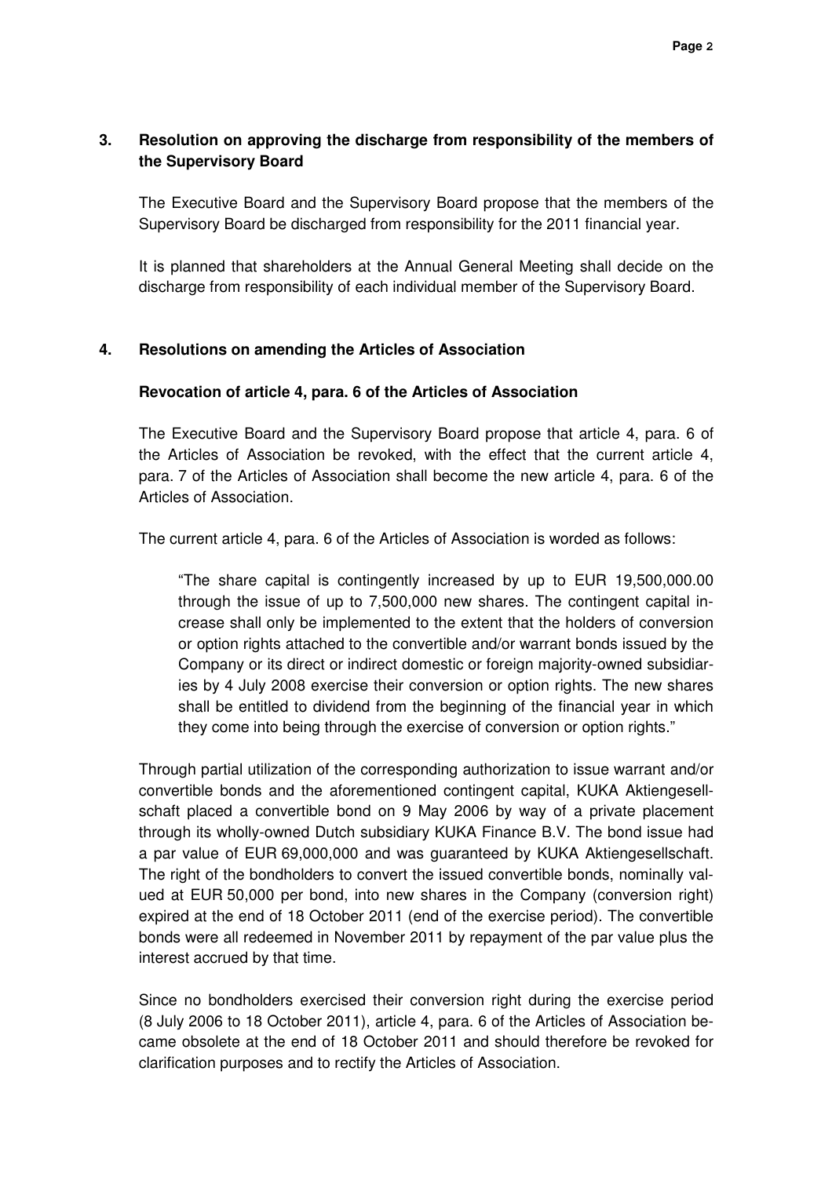## 3. Resolution on approving the discharge from responsibility of the members of the Supervisory Board

The Executive Board and the Supervisory Board propose that the members of the Supervisory Board be discharged from responsibility for the 2011 financial year.

It is planned that shareholders at the Annual General Meeting shall decide on the discharge from responsibility of each individual member of the Supervisory Board.

## 4. Resolutions on amending the Articles of Association

### Revocation of article 4, para. 6 of the Articles of Association

The Executive Board and the Supervisory Board propose that article 4, para. 6 of the Articles of Association be revoked, with the effect that the current article 4, para. 7 of the Articles of Association shall become the new article 4, para. 6 of the Articles of Association.

The current article 4, para. 6 of the Articles of Association is worded as follows:

> "The share capital is contingently increased by up to EUR 19,500,000.00 through the issue of up to 7,500,000 new shares. The contingent capital increase shall only be implemented to the extent that the holders of conversion or option rights attached to the convertible and/or warrant bonds issued by the Company or its direct or indirect domestic or foreign majority-owned subsidiaries by 4 July 2008 exercise their conversion or option rights. The new shares shall be entitled to dividend from the beginning of the financial year in which they come into being through the exercise of conversion or option rights."

Through partial utilization of the corresponding authorization to issue warrant and/or convertible bonds and the aforementioned contingent capital, KUKA Aktiengesellschaft placed a convertible bond on 9 May 2006 by way of a private placement through its wholly-owned Dutch subsidiary KUKA Finance B.V. The bond issue had a par value of EUR 69,000,000 and was guaranteed by KUKA Aktiengesellschaft. The right of the bondholders to convert the issued convertible bonds, nominally valued at EUR 50,000 per bond, into new shares in the Company (conversion right) expired at the end of 18 October 2011 (end of the exercise period). The convertible bonds were all redeemed in November 2011 by repayment of the par value plus the interest accrued by that time.

Since no bondholders exercised their conversion right during the exercise period (8 July 2006 to 18 October 2011), article 4, para. 6 of the Articles of Association became obsolete at the end of 18 October 2011 and should therefore be revoked for clarification purposes and to rectify the Articles of Association.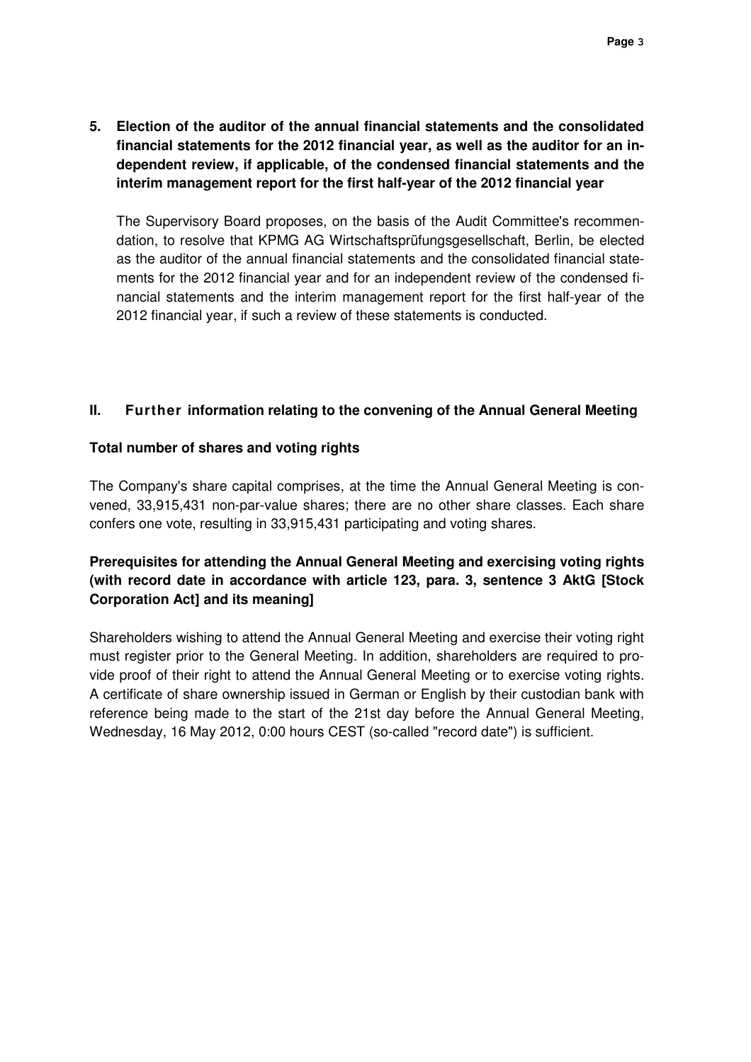**5. Election of the auditor of the annual financial statements and the consolidated financial statements for the 2012 financial year, as well as the auditor for an independent review, if applicable, of the condensed financial statements and the interim management report for the first half-year of the 2012 financial year**

The Supervisory Board proposes, on the basis of the Audit Committee's recommendation, to resolve that KPMG AG Wirtschaftsprüfungsgesellschaft, Berlin, be elected as the auditor of the annual financial statements and the consolidated financial statements for the 2012 financial year and for an independent review of the condensed financial statements and the interim management report for the first half-year of the 2012 financial year, if such a review of these statements is conducted.

## II. Further information relating to the convening of the Annual General Meeting

### Total number of shares and voting rights

The Company's share capital comprises, at the time the Annual General Meeting is convened, 33,915,431 non-par-value shares; there are no other share classes. Each share confers one vote, resulting in 33,915,431 participating and voting shares.

### Prerequisites for attending the Annual General Meeting and exercising voting rights (with record date in accordance with article 123, para. 3, sentence 3 AktG [Stock Corporation Act] and its meaning]

Shareholders wishing to attend the Annual General Meeting and exercise their voting right must register prior to the General Meeting. In addition, shareholders are required to provide proof of their right to attend the Annual General Meeting or to exercise voting rights. A certificate of share ownership issued in German or English by their custodian bank with reference being made to the start of the 21st day before the Annual General Meeting, Wednesday, 16 May 2012, 0:00 hours CEST (so-called "record date") is sufficient.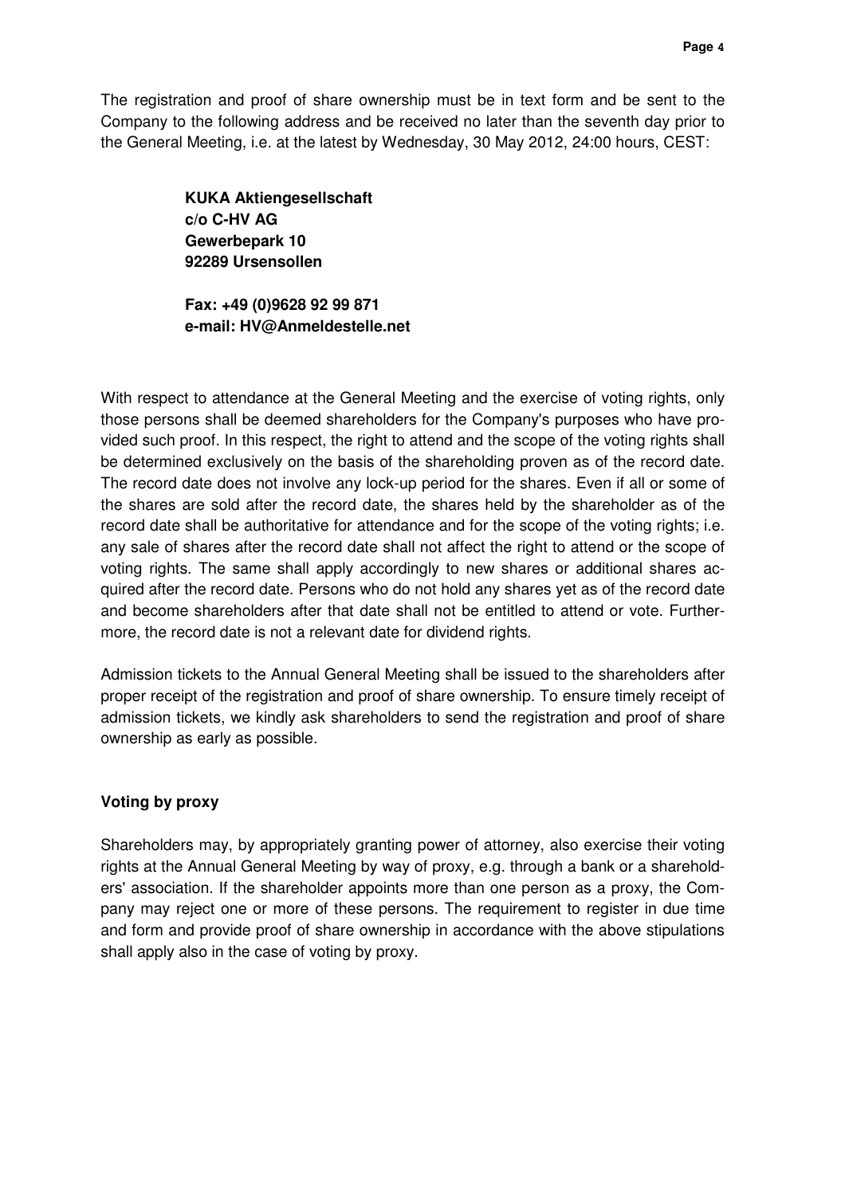The registration and proof of share ownership must be in text form and be sent to the Company to the following address and be received no later than the seventh day prior to the General Meeting, i.e. at the latest by Wednesday, 30 May 2012, 24:00 hours, CEST:

> **KUKA Aktiengesellschaft**
> **c/o C-HV AG**
> **Gewerbepark 10**
> **92289 Ursensollen**
>
> **Fax: +49 (0)9628 92 99 871**
> **e-mail: HV@Anmeldestelle.net**

With respect to attendance at the General Meeting and the exercise of voting rights, only those persons shall be deemed shareholders for the Company's purposes who have provided such proof. In this respect, the right to attend and the scope of the voting rights shall be determined exclusively on the basis of the shareholding proven as of the record date. The record date does not involve any lock-up period for the shares. Even if all or some of the shares are sold after the record date, the shares held by the shareholder as of the record date shall be authoritative for attendance and for the scope of the voting rights; i.e. any sale of shares after the record date shall not affect the right to attend or the scope of voting rights. The same shall apply accordingly to new shares or additional shares acquired after the record date. Persons who do not hold any shares yet as of the record date and become shareholders after that date shall not be entitled to attend or vote. Furthermore, the record date is not a relevant date for dividend rights.

Admission tickets to the Annual General Meeting shall be issued to the shareholders after proper receipt of the registration and proof of share ownership. To ensure timely receipt of admission tickets, we kindly ask shareholders to send the registration and proof of share ownership as early as possible.

**Voting by proxy**

Shareholders may, by appropriately granting power of attorney, also exercise their voting rights at the Annual General Meeting by way of proxy, e.g. through a bank or a shareholders' association. If the shareholder appoints more than one person as a proxy, the Company may reject one or more of these persons. The requirement to register in due time and form and provide proof of share ownership in accordance with the above stipulations shall apply also in the case of voting by proxy.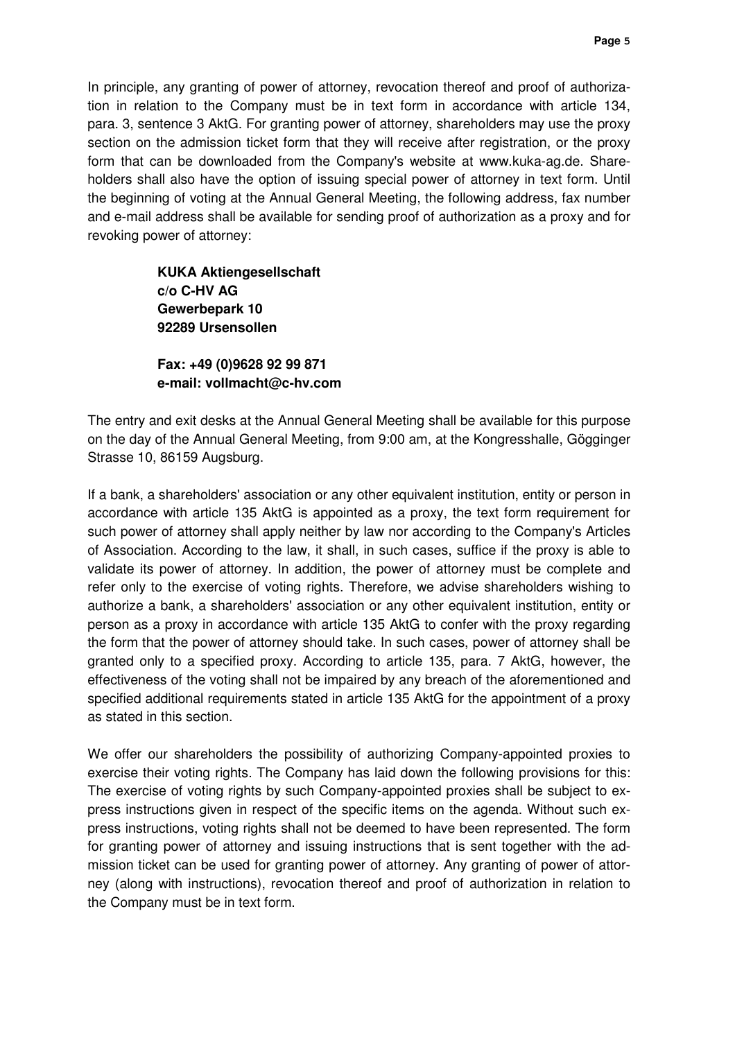In principle, any granting of power of attorney, revocation thereof and proof of authorization in relation to the Company must be in text form in accordance with article 134, para. 3, sentence 3 AktG. For granting power of attorney, shareholders may use the proxy section on the admission ticket form that they will receive after registration, or the proxy form that can be downloaded from the Company's website at www.kuka-ag.de. Shareholders shall also have the option of issuing special power of attorney in text form. Until the beginning of voting at the Annual General Meeting, the following address, fax number and e-mail address shall be available for sending proof of authorization as a proxy and for revoking power of attorney:

> **KUKA Aktiengesellschaft**
> **c/o C-HV AG**
> **Gewerbepark 10**
> **92289 Ursensollen**
>
> **Fax: +49 (0)9628 92 99 871**
> **e-mail: vollmacht@c-hv.com**

The entry and exit desks at the Annual General Meeting shall be available for this purpose on the day of the Annual General Meeting, from 9:00 am, at the Kongresshalle, Gögginger Strasse 10, 86159 Augsburg.

If a bank, a shareholders' association or any other equivalent institution, entity or person in accordance with article 135 AktG is appointed as a proxy, the text form requirement for such power of attorney shall apply neither by law nor according to the Company's Articles of Association. According to the law, it shall, in such cases, suffice if the proxy is able to validate its power of attorney. In addition, the power of attorney must be complete and refer only to the exercise of voting rights. Therefore, we advise shareholders wishing to authorize a bank, a shareholders' association or any other equivalent institution, entity or person as a proxy in accordance with article 135 AktG to confer with the proxy regarding the form that the power of attorney should take. In such cases, power of attorney shall be granted only to a specified proxy. According to article 135, para. 7 AktG, however, the effectiveness of the voting shall not be impaired by any breach of the aforementioned and specified additional requirements stated in article 135 AktG for the appointment of a proxy as stated in this section.

We offer our shareholders the possibility of authorizing Company-appointed proxies to exercise their voting rights. The Company has laid down the following provisions for this: The exercise of voting rights by such Company-appointed proxies shall be subject to express instructions given in respect of the specific items on the agenda. Without such express instructions, voting rights shall not be deemed to have been represented. The form for granting power of attorney and issuing instructions that is sent together with the admission ticket can be used for granting power of attorney. Any granting of power of attorney (along with instructions), revocation thereof and proof of authorization in relation to the Company must be in text form.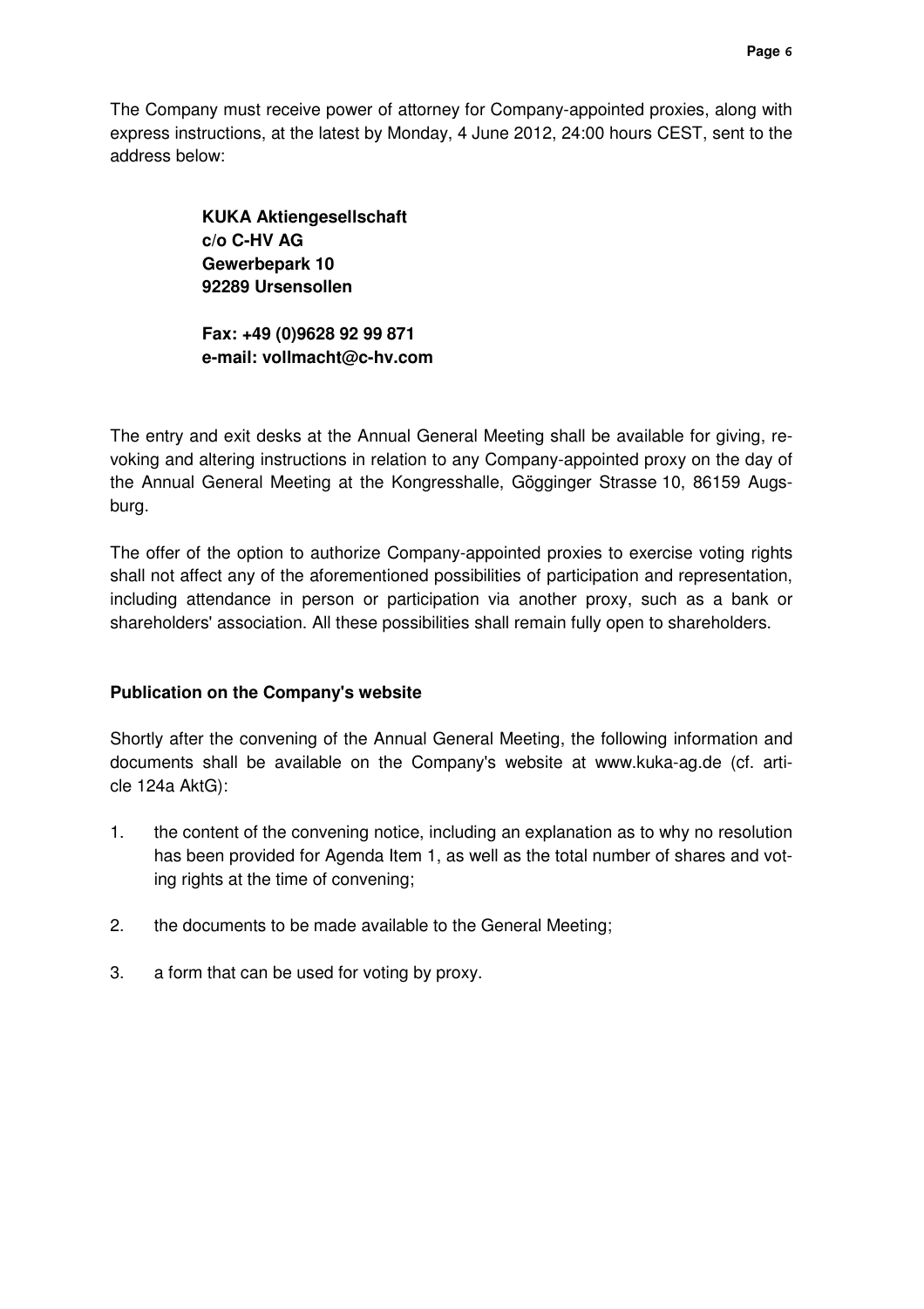The Company must receive power of attorney for Company-appointed proxies, along with express instructions, at the latest by Monday, 4 June 2012, 24:00 hours CEST, sent to the address below:

**KUKA Aktiengesellschaft**
**c/o C-HV AG**
**Gewerbepark 10**
**92289 Ursensollen**

**Fax: +49 (0)9628 92 99 871**
**e-mail: vollmacht@c-hv.com**

The entry and exit desks at the Annual General Meeting shall be available for giving, revoking and altering instructions in relation to any Company-appointed proxy on the day of the Annual General Meeting at the Kongresshalle, Gögginger Strasse 10, 86159 Augsburg.

The offer of the option to authorize Company-appointed proxies to exercise voting rights shall not affect any of the aforementioned possibilities of participation and representation, including attendance in person or participation via another proxy, such as a bank or shareholders' association. All these possibilities shall remain fully open to shareholders.

**Publication on the Company's website**

Shortly after the convening of the Annual General Meeting, the following information and documents shall be available on the Company's website at www.kuka-ag.de (cf. article 124a AktG):

1. the content of the convening notice, including an explanation as to why no resolution has been provided for Agenda Item 1, as well as the total number of shares and voting rights at the time of convening;

2. the documents to be made available to the General Meeting;

3. a form that can be used for voting by proxy.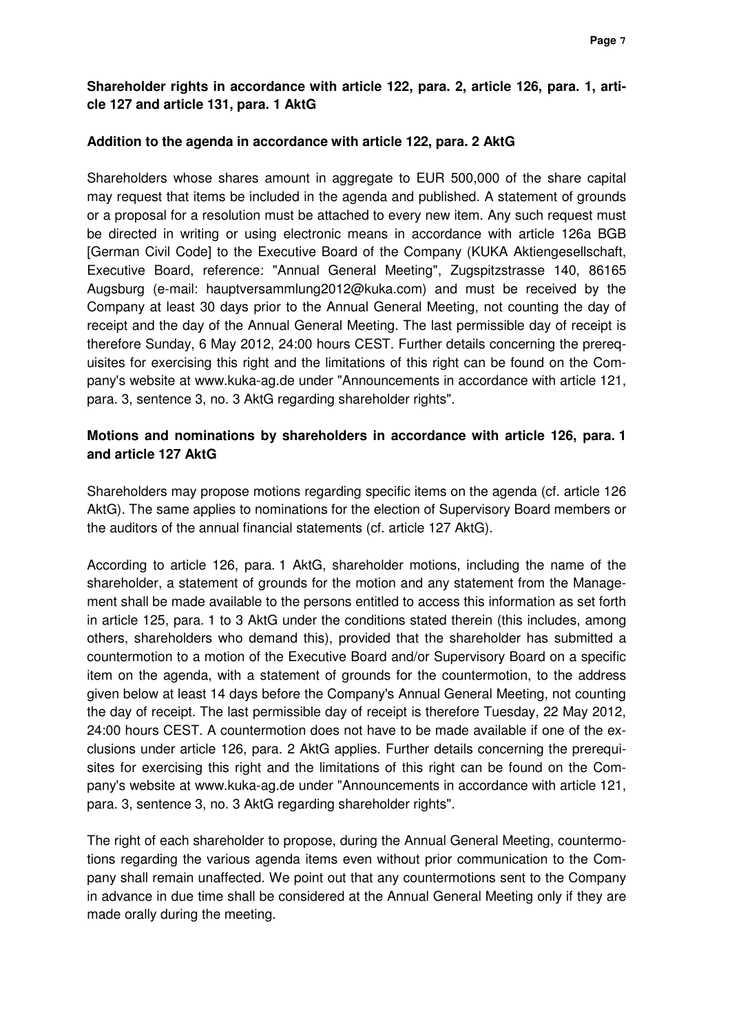**Shareholder rights in accordance with article 122, para. 2, article 126, para. 1, article 127 and article 131, para. 1 AktG**

**Addition to the agenda in accordance with article 122, para. 2 AktG**

Shareholders whose shares amount in aggregate to EUR 500,000 of the share capital may request that items be included in the agenda and published. A statement of grounds or a proposal for a resolution must be attached to every new item. Any such request must be directed in writing or using electronic means in accordance with article 126a BGB [German Civil Code] to the Executive Board of the Company (KUKA Aktiengesellschaft, Executive Board, reference: "Annual General Meeting", Zugspitzstrasse 140, 86165 Augsburg (e-mail: hauptversammlung2012@kuka.com) and must be received by the Company at least 30 days prior to the Annual General Meeting, not counting the day of receipt and the day of the Annual General Meeting. The last permissible day of receipt is therefore Sunday, 6 May 2012, 24:00 hours CEST. Further details concerning the prerequisites for exercising this right and the limitations of this right can be found on the Company's website at www.kuka-ag.de under "Announcements in accordance with article 121, para. 3, sentence 3, no. 3 AktG regarding shareholder rights".

**Motions and nominations by shareholders in accordance with article 126, para. 1 and article 127 AktG**

Shareholders may propose motions regarding specific items on the agenda (cf. article 126 AktG). The same applies to nominations for the election of Supervisory Board members or the auditors of the annual financial statements (cf. article 127 AktG).

According to article 126, para. 1 AktG, shareholder motions, including the name of the shareholder, a statement of grounds for the motion and any statement from the Management shall be made available to the persons entitled to access this information as set forth in article 125, para. 1 to 3 AktG under the conditions stated therein (this includes, among others, shareholders who demand this), provided that the shareholder has submitted a countermotion to a motion of the Executive Board and/or Supervisory Board on a specific item on the agenda, with a statement of grounds for the countermotion, to the address given below at least 14 days before the Company's Annual General Meeting, not counting the day of receipt. The last permissible day of receipt is therefore Tuesday, 22 May 2012, 24:00 hours CEST. A countermotion does not have to be made available if one of the exclusions under article 126, para. 2 AktG applies. Further details concerning the prerequisites for exercising this right and the limitations of this right can be found on the Company's website at www.kuka-ag.de under "Announcements in accordance with article 121, para. 3, sentence 3, no. 3 AktG regarding shareholder rights".

The right of each shareholder to propose, during the Annual General Meeting, countermotions regarding the various agenda items even without prior communication to the Company shall remain unaffected. We point out that any countermotions sent to the Company in advance in due time shall be considered at the Annual General Meeting only if they are made orally during the meeting.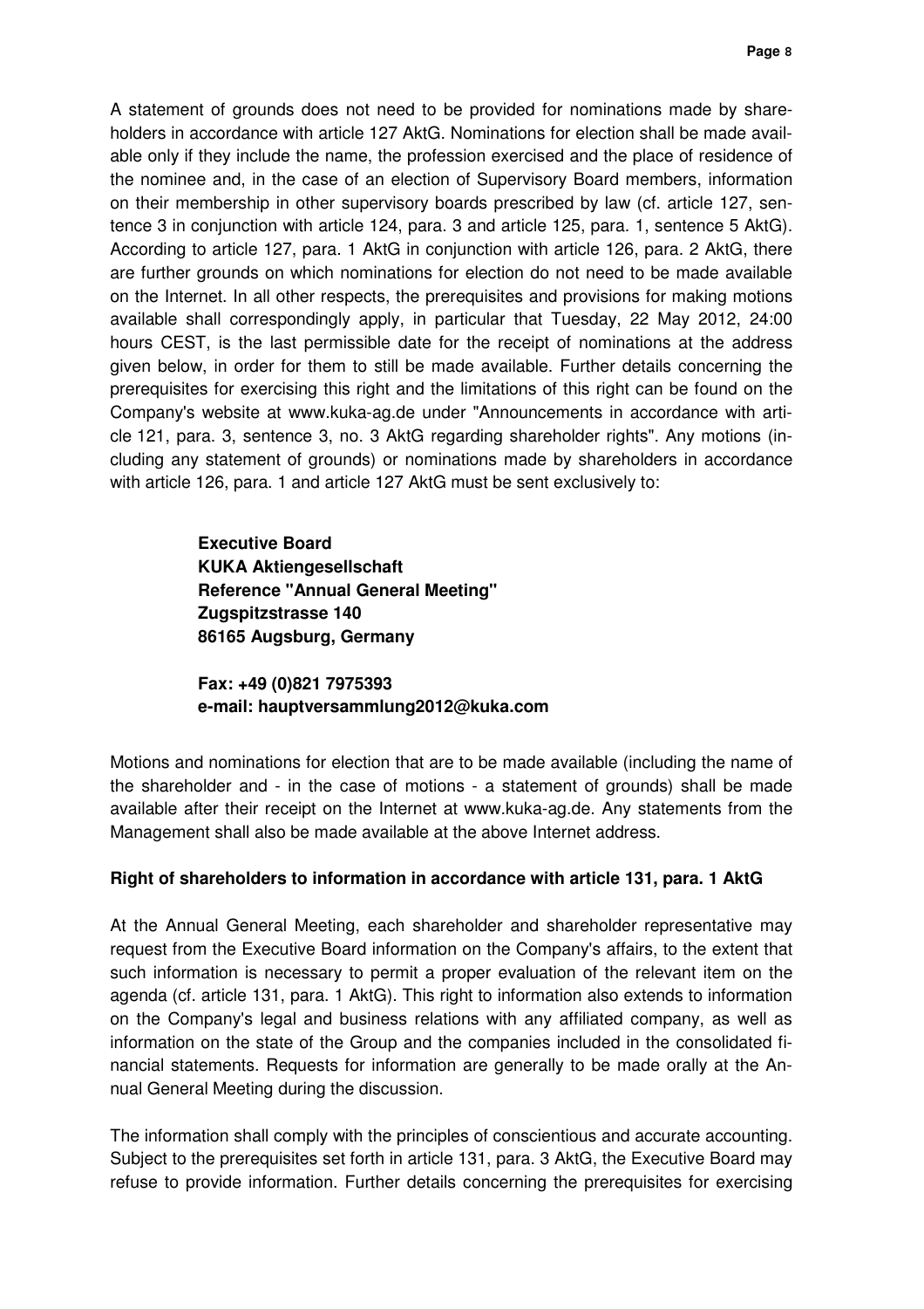A statement of grounds does not need to be provided for nominations made by shareholders in accordance with article 127 AktG. Nominations for election shall be made available only if they include the name, the profession exercised and the place of residence of the nominee and, in the case of an election of Supervisory Board members, information on their membership in other supervisory boards prescribed by law (cf. article 127, sentence 3 in conjunction with article 124, para. 3 and article 125, para. 1, sentence 5 AktG). According to article 127, para. 1 AktG in conjunction with article 126, para. 2 AktG, there are further grounds on which nominations for election do not need to be made available on the Internet. In all other respects, the prerequisites and provisions for making motions available shall correspondingly apply, in particular that Tuesday, 22 May 2012, 24:00 hours CEST, is the last permissible date for the receipt of nominations at the address given below, in order for them to still be made available. Further details concerning the prerequisites for exercising this right and the limitations of this right can be found on the Company's website at www.kuka-ag.de under "Announcements in accordance with article 121, para. 3, sentence 3, no. 3 AktG regarding shareholder rights". Any motions (including any statement of grounds) or nominations made by shareholders in accordance with article 126, para. 1 and article 127 AktG must be sent exclusively to:

**Executive Board**
**KUKA Aktiengesellschaft**
**Reference "Annual General Meeting"**
**Zugspitzstrasse 140**
**86165 Augsburg, Germany**

**Fax: +49 (0)821 7975393**
**e-mail: hauptversammlung2012@kuka.com**

Motions and nominations for election that are to be made available (including the name of the shareholder and - in the case of motions - a statement of grounds) shall be made available after their receipt on the Internet at www.kuka-ag.de. Any statements from the Management shall also be made available at the above Internet address.

**Right of shareholders to information in accordance with article 131, para. 1 AktG**

At the Annual General Meeting, each shareholder and shareholder representative may request from the Executive Board information on the Company's affairs, to the extent that such information is necessary to permit a proper evaluation of the relevant item on the agenda (cf. article 131, para. 1 AktG). This right to information also extends to information on the Company's legal and business relations with any affiliated company, as well as information on the state of the Group and the companies included in the consolidated financial statements. Requests for information are generally to be made orally at the Annual General Meeting during the discussion.

The information shall comply with the principles of conscientious and accurate accounting. Subject to the prerequisites set forth in article 131, para. 3 AktG, the Executive Board may refuse to provide information. Further details concerning the prerequisites for exercising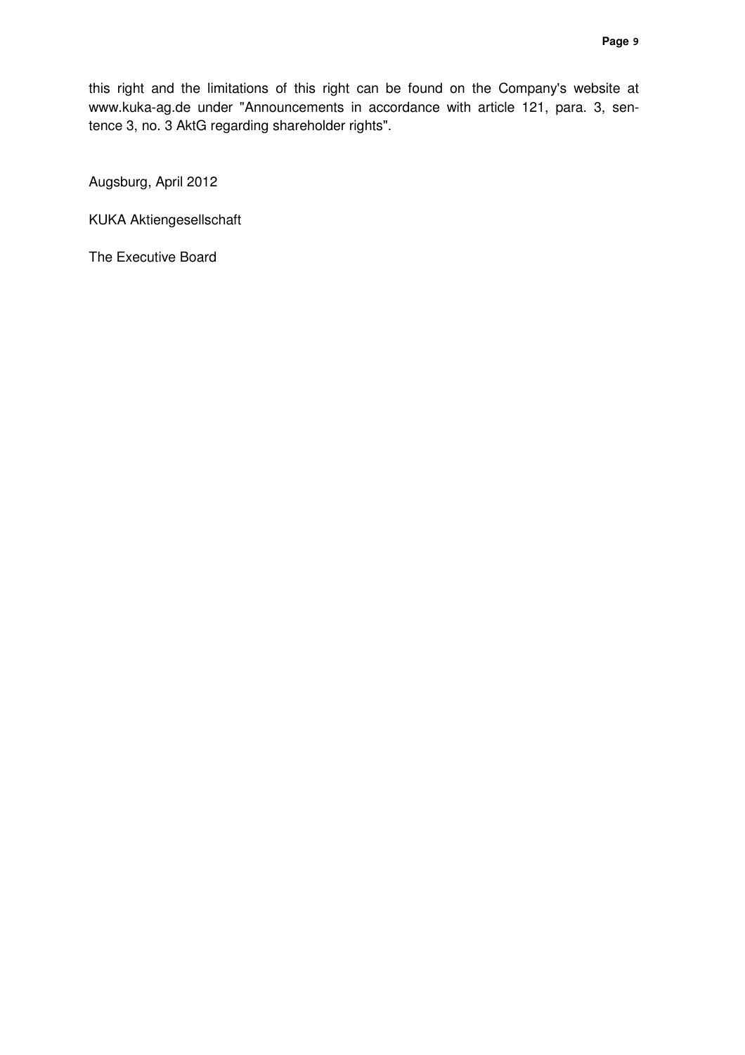this right and the limitations of this right can be found on the Company's website at www.kuka-ag.de under "Announcements in accordance with article 121, para. 3, sentence 3, no. 3 AktG regarding shareholder rights".

Augsburg, April 2012

KUKA Aktiengesellschaft

The Executive Board